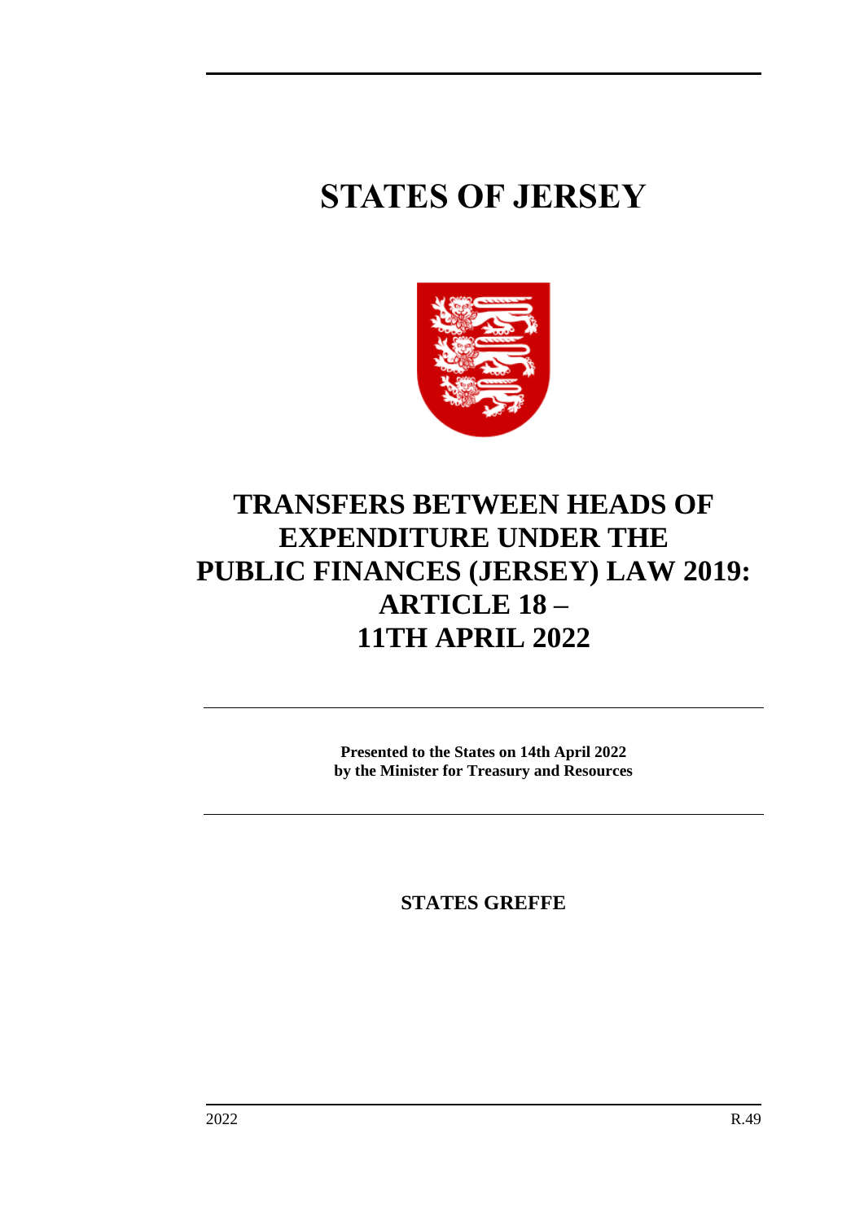# STATES OF JERSEY

## TRANSFERS BETWEEN HEADS OF EXPENDITURE UNDER THE PUBLIC FINANCES (JERSEY) LAW 2019: ARTICLE 18 – 11TH APRIL 2022

**Presented to the States on 14th April 2022 by the Minister for Treasury and Resources**

**STATES GREFFE**

2022 R.49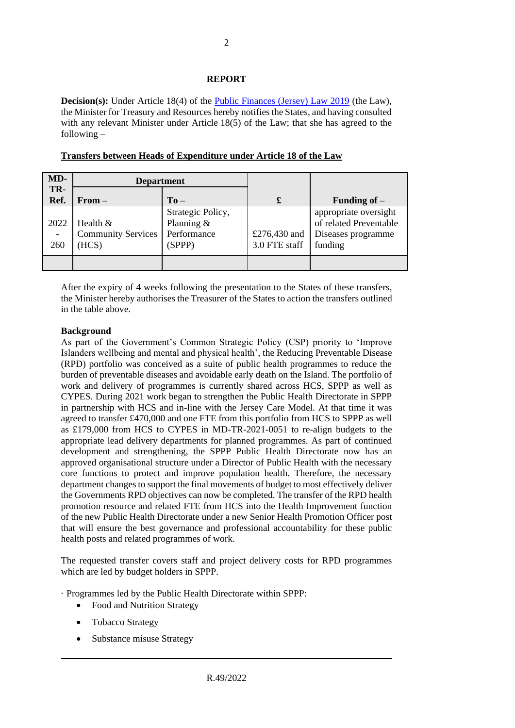## REPORT

**Decision(s):** Under Article 18(4) of the Public Finances (Jersey) Law 2019 (the Law), the Minister for Treasury and Resources hereby notifies the States, and having consulted with any relevant Minister under Article 18(5) of the Law; that she has agreed to the following –

**Transfers between Heads of Expenditure under Article 18 of the Law**

| MD-TR-Ref. | Department | | £ | Funding of – |
|---|---|---|---|---|
| | From – | To – | | |
| 2022 - 260 | Health & Community Services (HCS) | Strategic Policy, Planning & Performance (SPPP) | £276,430 and 3.0 FTE staff | appropriate oversight of related Preventable Diseases programme funding |
| | | | | |

After the expiry of 4 weeks following the presentation to the States of these transfers, the Minister hereby authorises the Treasurer of the States to action the transfers outlined in the table above.

**Background**

As part of the Government's Common Strategic Policy (CSP) priority to 'Improve Islanders wellbeing and mental and physical health', the Reducing Preventable Disease (RPD) portfolio was conceived as a suite of public health programmes to reduce the burden of preventable diseases and avoidable early death on the Island. The portfolio of work and delivery of programmes is currently shared across HCS, SPPP as well as CYPES. During 2021 work began to strengthen the Public Health Directorate in SPPP in partnership with HCS and in-line with the Jersey Care Model. At that time it was agreed to transfer £470,000 and one FTE from this portfolio from HCS to SPPP as well as £179,000 from HCS to CYPES in MD-TR-2021-0051 to re-align budgets to the appropriate lead delivery departments for planned programmes. As part of continued development and strengthening, the SPPP Public Health Directorate now has an approved organisational structure under a Director of Public Health with the necessary core functions to protect and improve population health. Therefore, the necessary department changes to support the final movements of budget to most effectively deliver the Governments RPD objectives can now be completed. The transfer of the RPD health promotion resource and related FTE from HCS into the Health Improvement function of the new Public Health Directorate under a new Senior Health Promotion Officer post that will ensure the best governance and professional accountability for these public health posts and related programmes of work.

The requested transfer covers staff and project delivery costs for RPD programmes which are led by budget holders in SPPP.

· Programmes led by the Public Health Directorate within SPPP:

- Food and Nutrition Strategy
- Tobacco Strategy
- Substance misuse Strategy

R.49/2022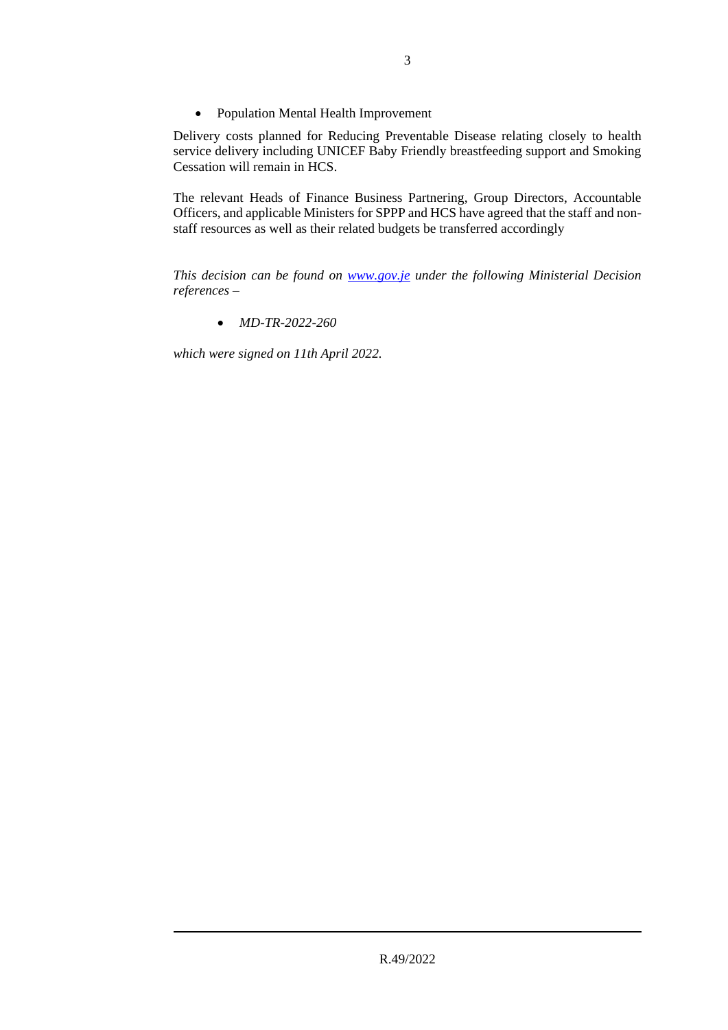- Population Mental Health Improvement

Delivery costs planned for Reducing Preventable Disease relating closely to health service delivery including UNICEF Baby Friendly breastfeeding support and Smoking Cessation will remain in HCS.

The relevant Heads of Finance Business Partnering, Group Directors, Accountable Officers, and applicable Ministers for SPPP and HCS have agreed that the staff and non-staff resources as well as their related budgets be transferred accordingly

*This decision can be found on [www.gov.je](http://www.gov.je) under the following Ministerial Decision references –*

- *MD-TR-2022-260*

*which were signed on 11th April 2022.*

R.49/2022